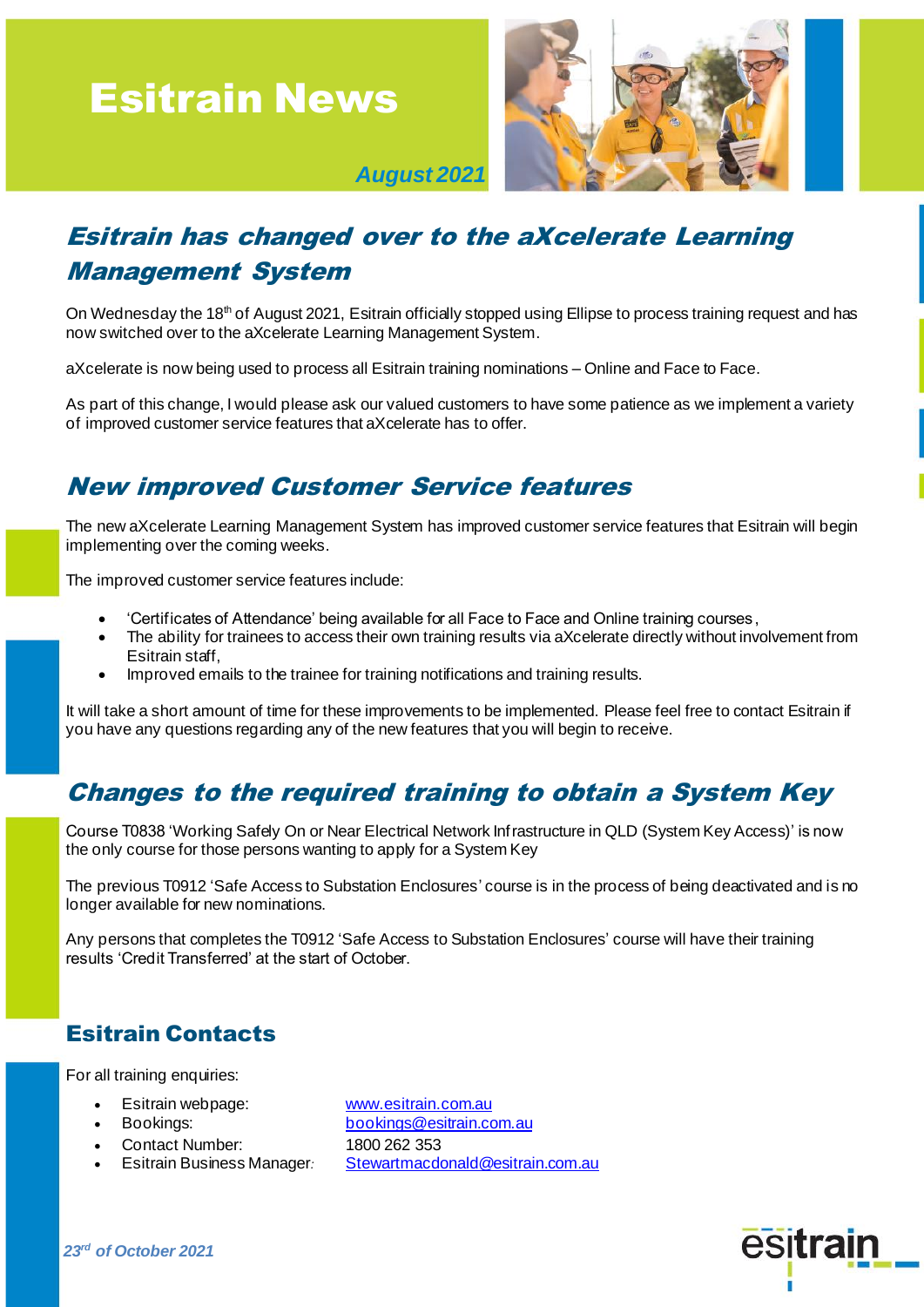# Esitrain News

*August 2021*

## *Esitrain has changed over to the aXcelerate Learning Management System*

On Wednesday the 18th of August 2021, Esitrain officially stopped using Ellipse to process training request and has now switched over to the aXcelerate Learning Management System.

aXcelerate is now being used to process all Esitrain training nominations – Online and Face to Face.

As part of this change, I would please ask our valued customers to have some patience as we implement a variety of improved customer service features that aXcelerate has to offer.

## *New improved Customer Service features*

The new aXcelerate Learning Management System has improved customer service features that Esitrain will begin implementing over the coming weeks.

The improved customer service features include:

- 'Certificates of Attendance' being available for all Face to Face and Online training courses,
- The ability for trainees to access their own training results via aXcelerate directly without involvement from Esitrain staff,
- Improved emails to the trainee for training notifications and training results.

It will take a short amount of time for these improvements to be implemented. Please feel free to contact Esitrain if you have any questions regarding any of the new features that you will begin to receive.

## *Changes to the required training to obtain a System Key*

Course T0838 'Working Safely On or Near Electrical Network Infrastructure in QLD (System Key Access)' is now the only course for those persons wanting to apply for a System Key

The previous T0912 'Safe Access to Substation Enclosures' course is in the process of being deactivated and is no longer available for new nominations.

Any persons that completes the T0912 'Safe Access to Substation Enclosures' course will have their training results 'Credit Transferred' at the start of October.

## Esitrain Contacts

For all training enquiries:

- Esitrain webpage: www.esitrain.com.au
- Bookings: bookings@esitrain.com.au
- Contact Number: 1800 262 353
- Esitrain Business Manager: Stewartmacdonald@esitrain.com.au

*23rd of October 2021*

esitrain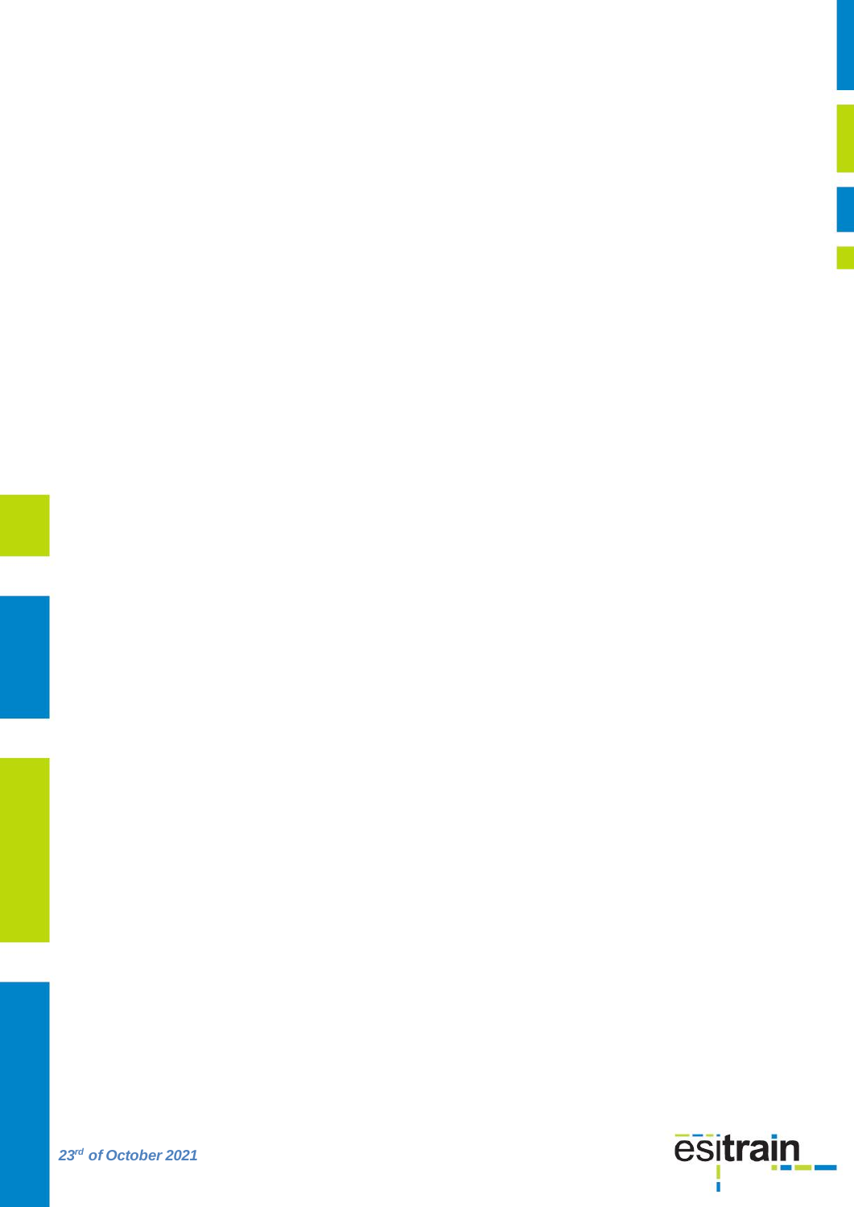*23rd of October 2021*